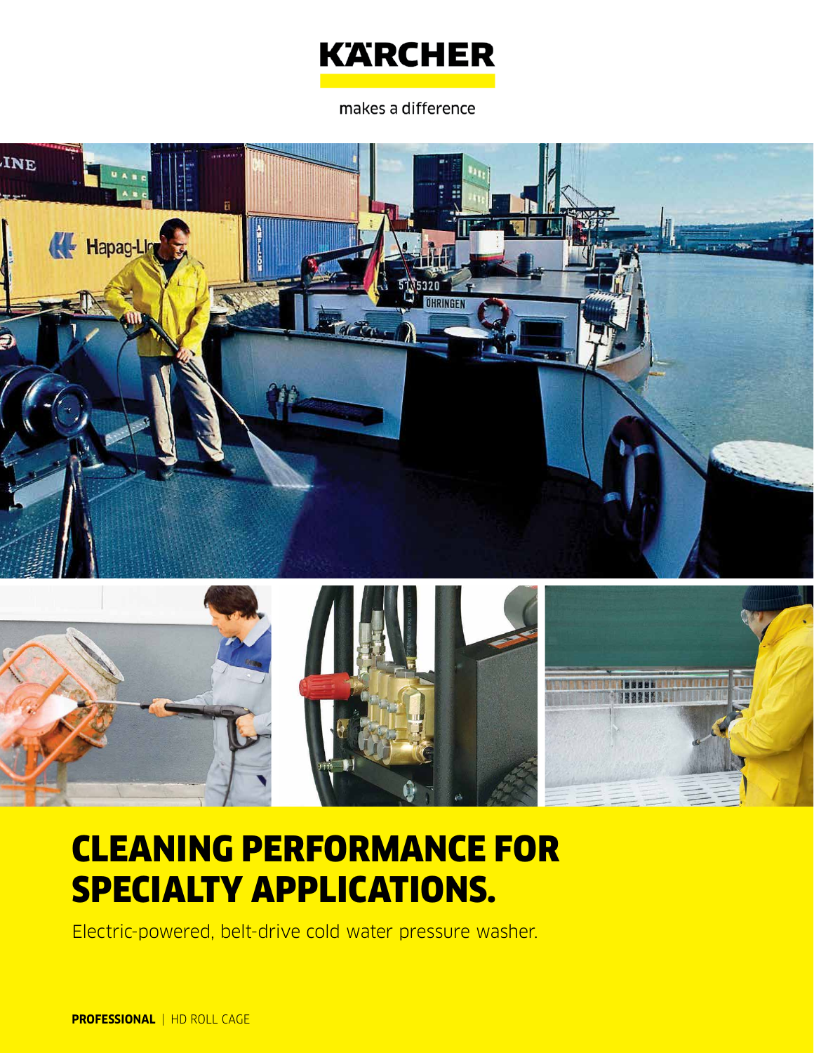KÄRCHER

makes a difference

# CLEANING PERFORMANCE FOR SPECIALTY APPLICATIONS.

Electric-powered, belt-drive cold water pressure washer.

**PROFESSIONAL** | HD ROLL CAGE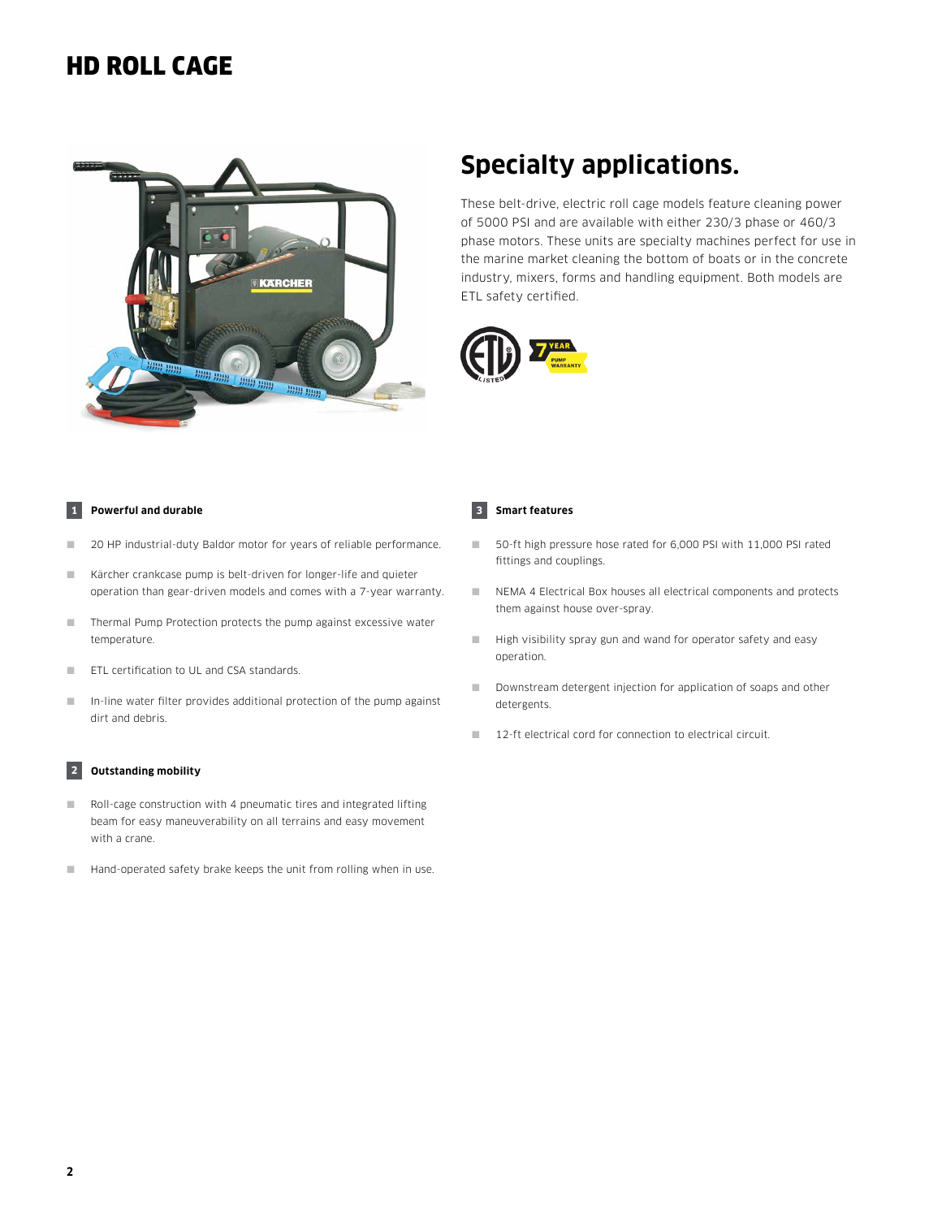# HD ROLL CAGE

## Specialty applications.

These belt-drive, electric roll cage models feature cleaning power of 5000 PSI and are available with either 230/3 phase or 460/3 phase motors. These units are specialty machines perfect for use in the marine market cleaning the bottom of boats or in the concrete industry, mixers, forms and handling equipment. Both models are ETL safety certified.

### 1 Powerful and durable

- 20 HP industrial-duty Baldor motor for years of reliable performance.
- Kärcher crankcase pump is belt-driven for longer-life and quieter operation than gear-driven models and comes with a 7-year warranty.
- Thermal Pump Protection protects the pump against excessive water temperature.
- ETL certification to UL and CSA standards.
- In-line water filter provides additional protection of the pump against dirt and debris.

### 2 Outstanding mobility

- Roll-cage construction with 4 pneumatic tires and integrated lifting beam for easy maneuverability on all terrains and easy movement with a crane.
- Hand-operated safety brake keeps the unit from rolling when in use.

### 3 Smart features

- 50-ft high pressure hose rated for 6,000 PSI with 11,000 PSI rated fittings and couplings.
- NEMA 4 Electrical Box houses all electrical components and protects them against house over-spray.
- High visibility spray gun and wand for operator safety and easy operation.
- Downstream detergent injection for application of soaps and other detergents.
- 12-ft electrical cord for connection to electrical circuit.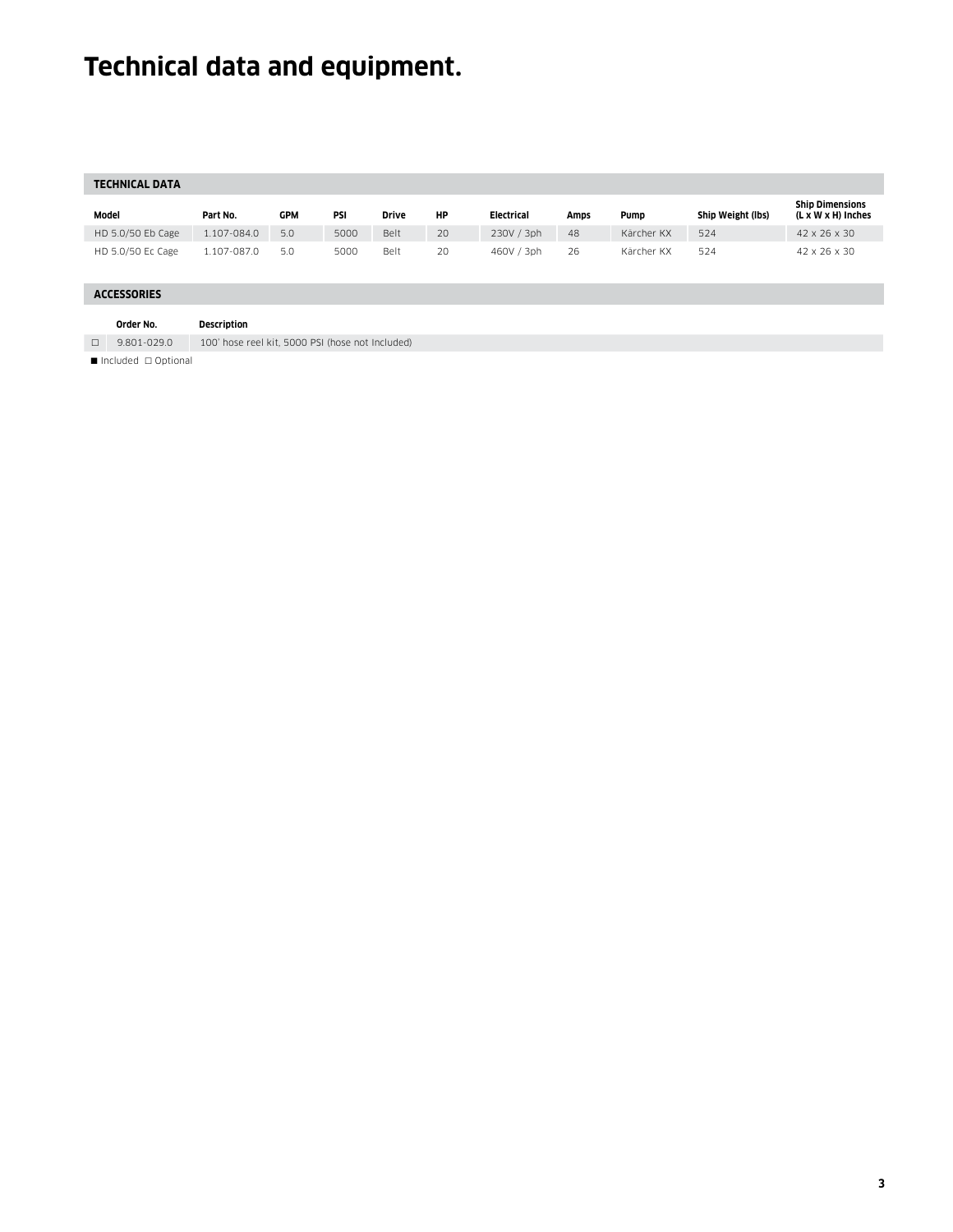# Technical data and equipment.

## TECHNICAL DATA

| Model | Part No. | GPM | PSI | Drive | HP | Electrical | Amps | Pump | Ship Weight (lbs) | Ship Dimensions (L x W x H) Inches |
|---|---|---|---|---|---|---|---|---|---|---|
| HD 5.0/50 Eb Cage | 1.107-084.0 | 5.0 | 5000 | Belt | 20 | 230V / 3ph | 48 | Kärcher KX | 524 | 42 x 26 x 30 |
| HD 5.0/50 Ec Cage | 1.107-087.0 | 5.0 | 5000 | Belt | 20 | 460V / 3ph | 26 | Kärcher KX | 524 | 42 x 26 x 30 |

## ACCESSORIES

| | Order No. | Description |
|---|---|---|
| □ | 9.801-029.0 | 100' hose reel kit, 5000 PSI (hose not Included) |

■ Included □ Optional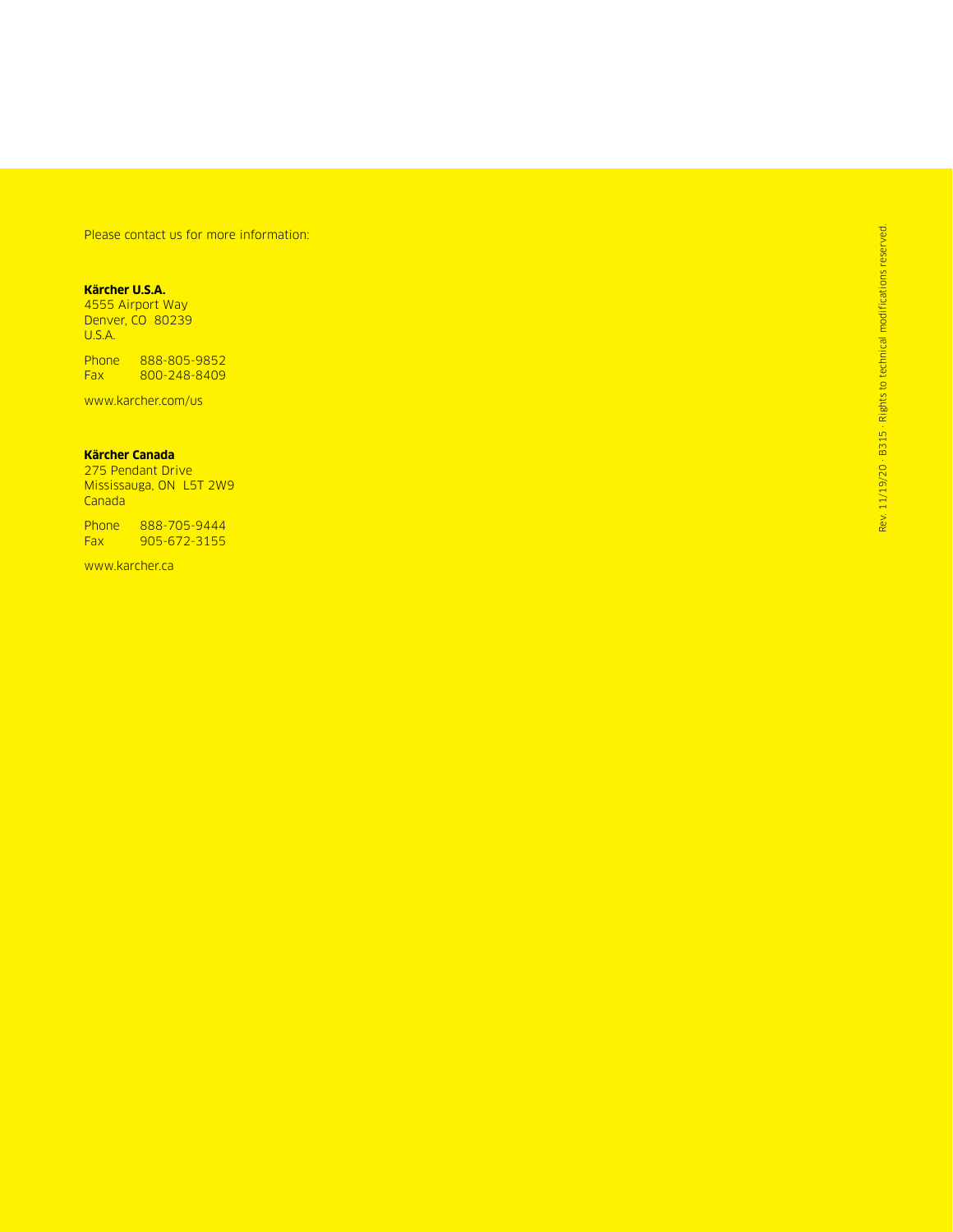Please contact us for more information:

**Kärcher U.S.A.**
4555 Airport Way
Denver, CO 80239
U.S.A.

Phone 888-805-9852
Fax 800-248-8409

www.karcher.com/us

**Kärcher Canada**
275 Pendant Drive
Mississauga, ON L5T 2W9
Canada

Phone 888-705-9444
Fax 905-672-3155

www.karcher.ca

Rev. 11/19/20 · B315 · Rights to technical modifications reserved.